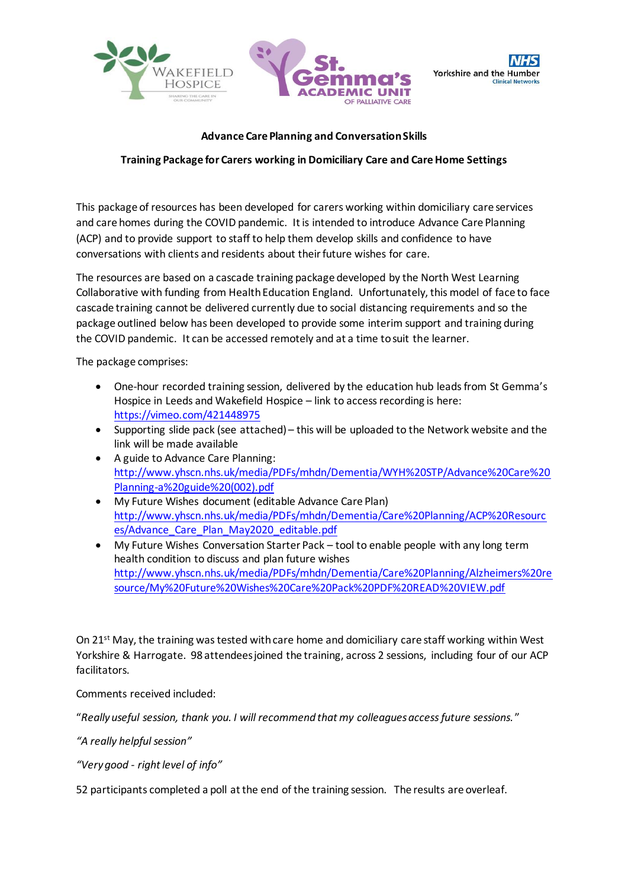**Advance Care Planning and Conversation Skills**

**Training Package for Carers working in Domiciliary Care and Care Home Settings**

This package of resources has been developed for carers working within domiciliary care services and care homes during the COVID pandemic. It is intended to introduce Advance Care Planning (ACP) and to provide support to staff to help them develop skills and confidence to have conversations with clients and residents about their future wishes for care.

The resources are based on a cascade training package developed by the North West Learning Collaborative with funding from Health Education England. Unfortunately, this model of face to face cascade training cannot be delivered currently due to social distancing requirements and so the package outlined below has been developed to provide some interim support and training during the COVID pandemic. It can be accessed remotely and at a time to suit the learner.

The package comprises:

- One-hour recorded training session, delivered by the education hub leads from St Gemma's Hospice in Leeds and Wakefield Hospice – link to access recording is here: https://vimeo.com/421448975
- Supporting slide pack (see attached) – this will be uploaded to the Network website and the link will be made available
- A guide to Advance Care Planning: http://www.yhscn.nhs.uk/media/PDFs/mhdn/Dementia/WYH%20STP/Advance%20Care%20Planning-a%20guide%20(002).pdf
- My Future Wishes document (editable Advance Care Plan) http://www.yhscn.nhs.uk/media/PDFs/mhdn/Dementia/Care%20Planning/ACP%20Resources/Advance_Care_Plan_May2020_editable.pdf
- My Future Wishes Conversation Starter Pack – tool to enable people with any long term health condition to discuss and plan future wishes http://www.yhscn.nhs.uk/media/PDFs/mhdn/Dementia/Care%20Planning/Alzheimers%20resource/My%20Future%20Wishes%20Care%20Pack%20PDF%20READ%20VIEW.pdf

On 21st May, the training was tested with care home and domiciliary care staff working within West Yorkshire & Harrogate. 98 attendees joined the training, across 2 sessions, including four of our ACP facilitators.

Comments received included:

"*Really useful session, thank you. I will recommend that my colleagues access future sessions.*"

*"A really helpful session"*

*"Very good - right level of info"*

52 participants completed a poll at the end of the training session. The results are overleaf.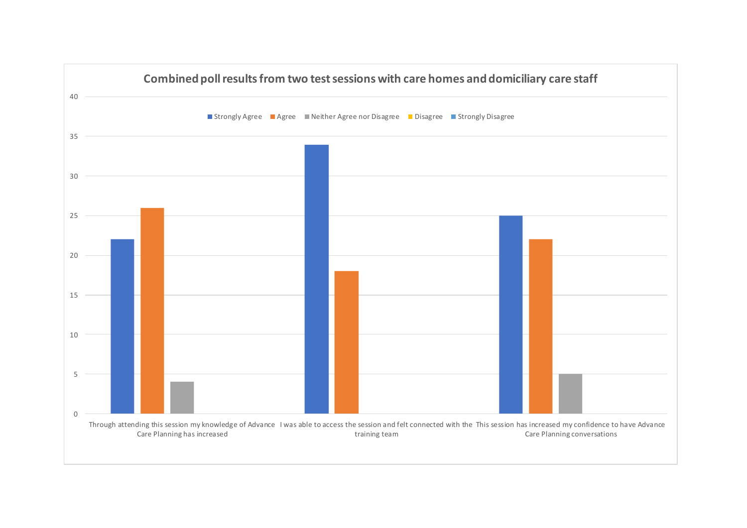Combined poll results from two test sessions with care homes and domiciliary care staff

40
35
30
25
20
15
10
5
0

Strongly Agree
Agree
Neither Agree nor Disagree
Disagree
Strongly Disagree

Through attending this session my knowledge of Advance Care Planning has increased

I was able to access the session and felt connected with the training team

This session has increased my confidence to have Advance Care Planning conversations